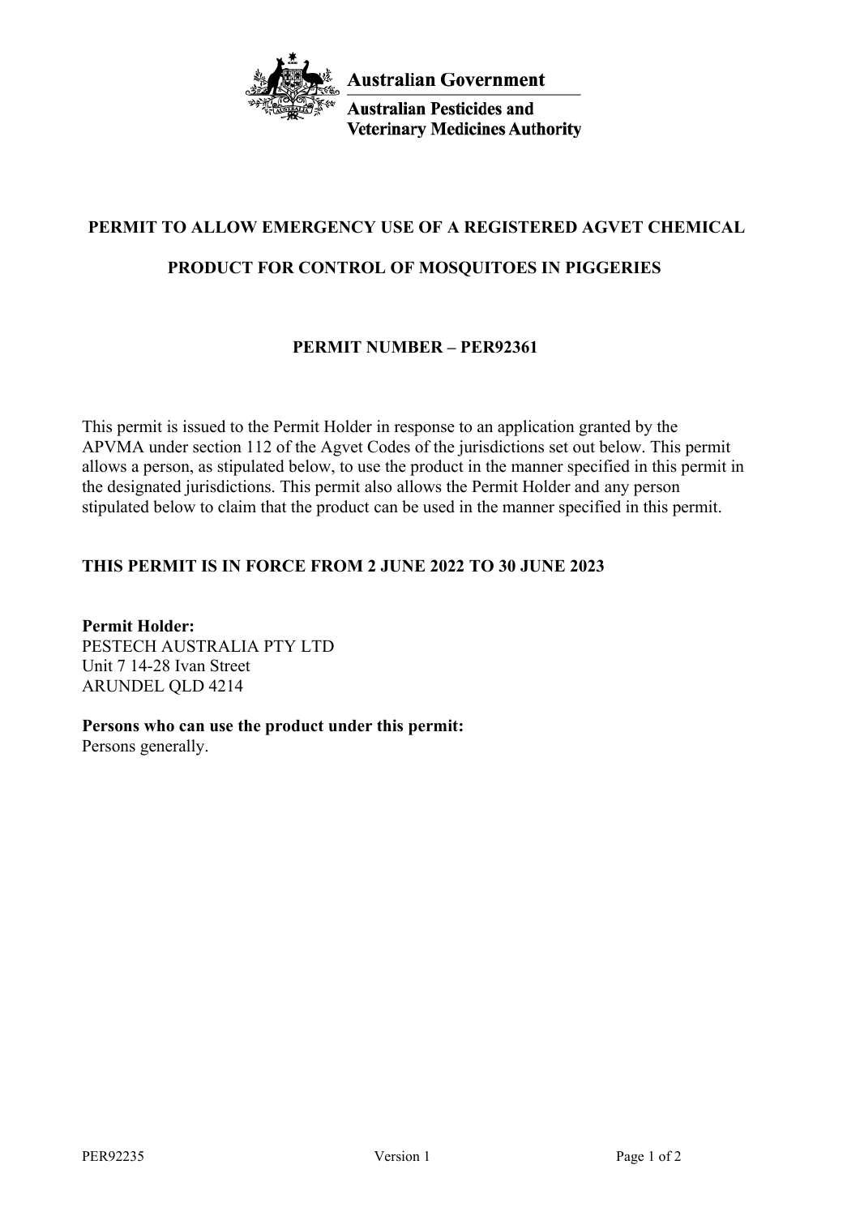**Australian Government**

**Australian Pesticides and Veterinary Medicines Authority**

# PERMIT TO ALLOW EMERGENCY USE OF A REGISTERED AGVET CHEMICAL PRODUCT FOR CONTROL OF MOSQUITOES IN PIGGERIES

## PERMIT NUMBER – PER92361

This permit is issued to the Permit Holder in response to an application granted by the APVMA under section 112 of the Agvet Codes of the jurisdictions set out below. This permit allows a person, as stipulated below, to use the product in the manner specified in this permit in the designated jurisdictions. This permit also allows the Permit Holder and any person stipulated below to claim that the product can be used in the manner specified in this permit.

**THIS PERMIT IS IN FORCE FROM 2 JUNE 2022 TO 30 JUNE 2023**

**Permit Holder:**
PESTECH AUSTRALIA PTY LTD
Unit 7 14-28 Ivan Street
ARUNDEL QLD 4214

**Persons who can use the product under this permit:**
Persons generally.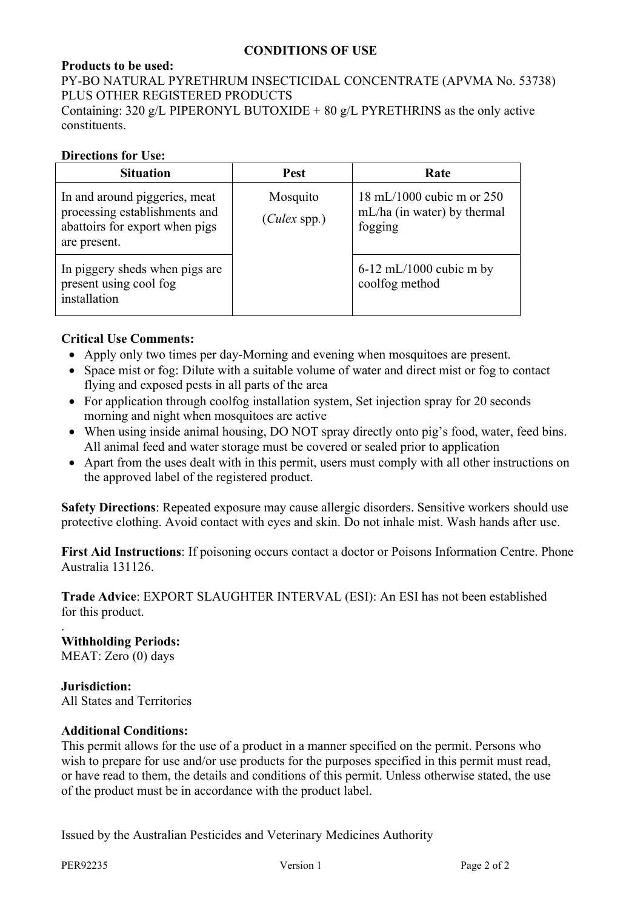## CONDITIONS OF USE

**Products to be used:**
PY-BO NATURAL PYRETHRUM INSECTICIDAL CONCENTRATE (APVMA No. 53738)
PLUS OTHER REGISTERED PRODUCTS
Containing: 320 g/L PIPERONYL BUTOXIDE + 80 g/L PYRETHRINS as the only active constituents.

**Directions for Use:**

| Situation | Pest | Rate |
|---|---|---|
| In and around piggeries, meat processing establishments and abattoirs for export when pigs are present. | Mosquito (*Culex* spp.) | 18 mL/1000 cubic m or 250 mL/ha (in water) by thermal fogging |
| In piggery sheds when pigs are present using cool fog installation | | 6-12 mL/1000 cubic m by coolfog method |

**Critical Use Comments:**

- Apply only two times per day-Morning and evening when mosquitoes are present.
- Space mist or fog: Dilute with a suitable volume of water and direct mist or fog to contact flying and exposed pests in all parts of the area
- For application through coolfog installation system, Set injection spray for 20 seconds morning and night when mosquitoes are active
- When using inside animal housing, DO NOT spray directly onto pig's food, water, feed bins. All animal feed and water storage must be covered or sealed prior to application
- Apart from the uses dealt with in this permit, users must comply with all other instructions on the approved label of the registered product.

**Safety Directions**: Repeated exposure may cause allergic disorders. Sensitive workers should use protective clothing. Avoid contact with eyes and skin. Do not inhale mist. Wash hands after use.

**First Aid Instructions**: If poisoning occurs contact a doctor or Poisons Information Centre. Phone Australia 131126.

**Trade Advice**: EXPORT SLAUGHTER INTERVAL (ESI): An ESI has not been established for this product.

.

**Withholding Periods:**
MEAT: Zero (0) days

**Jurisdiction:**
All States and Territories

**Additional Conditions:**
This permit allows for the use of a product in a manner specified on the permit. Persons who wish to prepare for use and/or use products for the purposes specified in this permit must read, or have read to them, the details and conditions of this permit. Unless otherwise stated, the use of the product must be in accordance with the product label.

Issued by the Australian Pesticides and Veterinary Medicines Authority

PER92235 Version 1